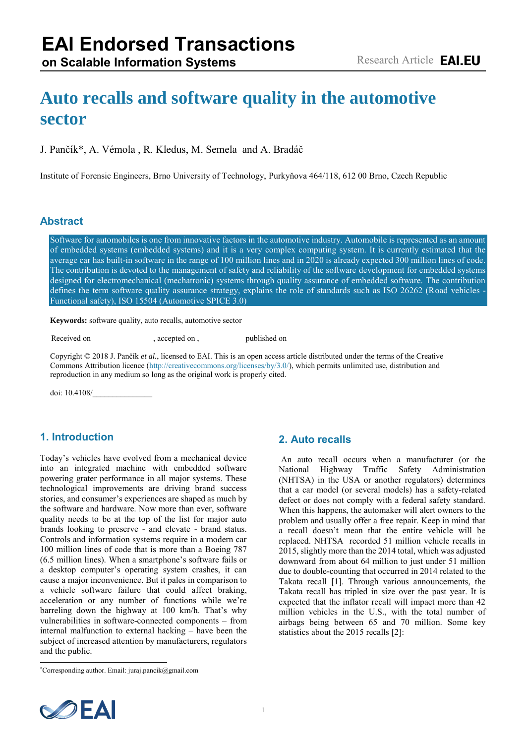# Auto recalls and software quality in the automotive sector

J. Pančík*, A. Vémola , R. Kledus, M. Semela and A. Bradáč

Institute of Forensic Engineers, Brno University of Technology, Purkyňova 464/118, 612 00 Brno, Czech Republic

## Abstract

Software for automobiles is one from innovative factors in the automotive industry. Automobile is represented as an amount of embedded systems (embedded systems) and it is a very complex computing system. It is currently estimated that the average car has built-in software in the range of 100 million lines and in 2020 is already expected 300 million lines of code. The contribution is devoted to the management of safety and reliability of the software development for embedded systems designed for electromechanical (mechatronic) systems through quality assurance of embedded software. The contribution defines the term software quality assurance strategy, explains the role of standards such as ISO 26262 (Road vehicles - Functional safety), ISO 15504 (Automotive SPICE 3.0)

**Keywords:** software quality, auto recalls, automotive sector

Received on , accepted on , published on

Copyright © 2018 J. Pančík *et al.*, licensed to EAI. This is an open access article distributed under the terms of the Creative Commons Attribution licence (http://creativecommons.org/licenses/by/3.0/), which permits unlimited use, distribution and reproduction in any medium so long as the original work is properly cited.

doi: 10.4108/_______________

## 1. Introduction

Today's vehicles have evolved from a mechanical device into an integrated machine with embedded software powering grater performance in all major systems. These technological improvements are driving brand success stories, and consumer's experiences are shaped as much by the software and hardware. Now more than ever, software quality needs to be at the top of the list for major auto brands looking to preserve - and elevate - brand status. Controls and information systems require in a modern car 100 million lines of code that is more than a Boeing 787 (6.5 million lines). When a smartphone's software fails or a desktop computer's operating system crashes, it can cause a major inconvenience. But it pales in comparison to a vehicle software failure that could affect braking, acceleration or any number of functions while we're barreling down the highway at 100 km/h. That's why vulnerabilities in software-connected components – from internal malfunction to external hacking – have been the subject of increased attention by manufacturers, regulators and the public.

## 2. Auto recalls

An auto recall occurs when a manufacturer (or the National Highway Traffic Safety Administration (NHTSA) in the USA or another regulators) determines that a car model (or several models) has a safety-related defect or does not comply with a federal safety standard. When this happens, the automaker will alert owners to the problem and usually offer a free repair. Keep in mind that a recall doesn't mean that the entire vehicle will be replaced. NHTSA recorded 51 million vehicle recalls in 2015, slightly more than the 2014 total, which was adjusted downward from about 64 million to just under 51 million due to double-counting that occurred in 2014 related to the Takata recall [1]. Through various announcements, the Takata recall has tripled in size over the past year. It is expected that the inflator recall will impact more than 42 million vehicles in the U.S., with the total number of airbags being between 65 and 70 million. Some key statistics about the 2015 recalls [2]:

*Corresponding author. Email: juraj.pancik@gmail.com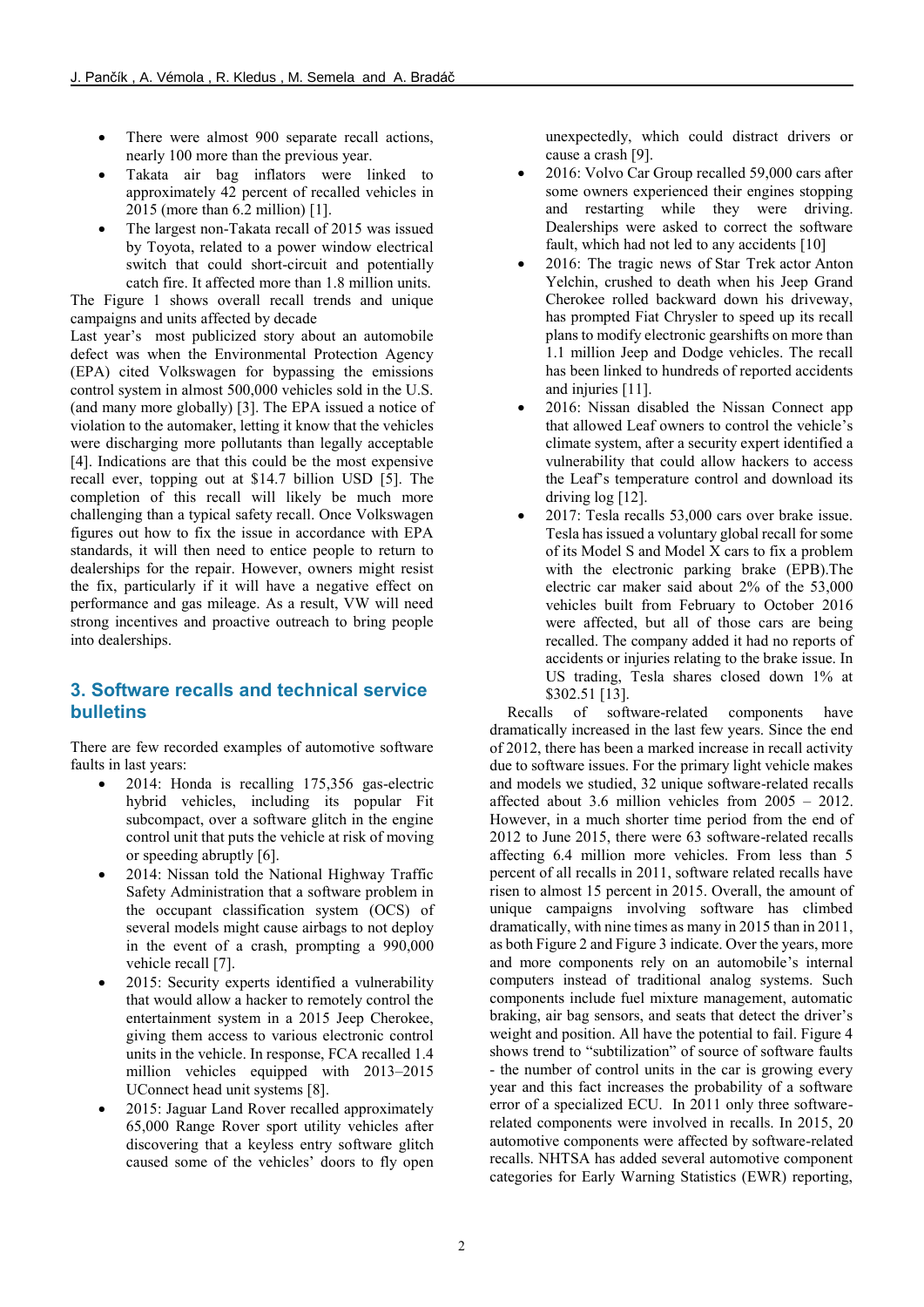- There were almost 900 separate recall actions, nearly 100 more than the previous year.
- Takata air bag inflators were linked to approximately 42 percent of recalled vehicles in 2015 (more than 6.2 million) [1].
- The largest non-Takata recall of 2015 was issued by Toyota, related to a power window electrical switch that could short-circuit and potentially catch fire. It affected more than 1.8 million units.

The Figure 1 shows overall recall trends and unique campaigns and units affected by decade

Last year's most publicized story about an automobile defect was when the Environmental Protection Agency (EPA) cited Volkswagen for bypassing the emissions control system in almost 500,000 vehicles sold in the U.S. (and many more globally) [3]. The EPA issued a notice of violation to the automaker, letting it know that the vehicles were discharging more pollutants than legally acceptable [4]. Indications are that this could be the most expensive recall ever, topping out at $14.7 billion USD [5]. The completion of this recall will likely be much more challenging than a typical safety recall. Once Volkswagen figures out how to fix the issue in accordance with EPA standards, it will then need to entice people to return to dealerships for the repair. However, owners might resist the fix, particularly if it will have a negative effect on performance and gas mileage. As a result, VW will need strong incentives and proactive outreach to bring people into dealerships.

## 3. Software recalls and technical service bulletins

There are few recorded examples of automotive software faults in last years:

- 2014: Honda is recalling 175,356 gas-electric hybrid vehicles, including its popular Fit subcompact, over a software glitch in the engine control unit that puts the vehicle at risk of moving or speeding abruptly [6].
- 2014: Nissan told the National Highway Traffic Safety Administration that a software problem in the occupant classification system (OCS) of several models might cause airbags to not deploy in the event of a crash, prompting a 990,000 vehicle recall [7].
- 2015: Security experts identified a vulnerability that would allow a hacker to remotely control the entertainment system in a 2015 Jeep Cherokee, giving them access to various electronic control units in the vehicle. In response, FCA recalled 1.4 million vehicles equipped with 2013–2015 UConnect head unit systems [8].
- 2015: Jaguar Land Rover recalled approximately 65,000 Range Rover sport utility vehicles after discovering that a keyless entry software glitch caused some of the vehicles' doors to fly open unexpectedly, which could distract drivers or cause a crash [9].
- 2016: Volvo Car Group recalled 59,000 cars after some owners experienced their engines stopping and restarting while they were driving. Dealerships were asked to correct the software fault, which had not led to any accidents [10]
- 2016: The tragic news of Star Trek actor Anton Yelchin, crushed to death when his Jeep Grand Cherokee rolled backward down his driveway, has prompted Fiat Chrysler to speed up its recall plans to modify electronic gearshifts on more than 1.1 million Jeep and Dodge vehicles. The recall has been linked to hundreds of reported accidents and injuries [11].
- 2016: Nissan disabled the Nissan Connect app that allowed Leaf owners to control the vehicle's climate system, after a security expert identified a vulnerability that could allow hackers to access the Leaf's temperature control and download its driving log [12].
- 2017: Tesla recalls 53,000 cars over brake issue. Tesla has issued a voluntary global recall for some of its Model S and Model X cars to fix a problem with the electronic parking brake (EPB).The electric car maker said about 2% of the 53,000 vehicles built from February to October 2016 were affected, but all of those cars are being recalled. The company added it had no reports of accidents or injuries relating to the brake issue. In US trading, Tesla shares closed down 1% at $302.51 [13].

Recalls of software-related components have dramatically increased in the last few years. Since the end of 2012, there has been a marked increase in recall activity due to software issues. For the primary light vehicle makes and models we studied, 32 unique software-related recalls affected about 3.6 million vehicles from 2005 – 2012. However, in a much shorter time period from the end of 2012 to June 2015, there were 63 software-related recalls affecting 6.4 million more vehicles. From less than 5 percent of all recalls in 2011, software related recalls have risen to almost 15 percent in 2015. Overall, the amount of unique campaigns involving software has climbed dramatically, with nine times as many in 2015 than in 2011, as both Figure 2 and Figure 3 indicate. Over the years, more and more components rely on an automobile's internal computers instead of traditional analog systems. Such components include fuel mixture management, automatic braking, air bag sensors, and seats that detect the driver's weight and position. All have the potential to fail. Figure 4 shows trend to "subtilization" of source of software faults - the number of control units in the car is growing every year and this fact increases the probability of a software error of a specialized ECU. In 2011 only three software-related components were involved in recalls. In 2015, 20 automotive components were affected by software-related recalls. NHTSA has added several automotive component categories for Early Warning Statistics (EWR) reporting,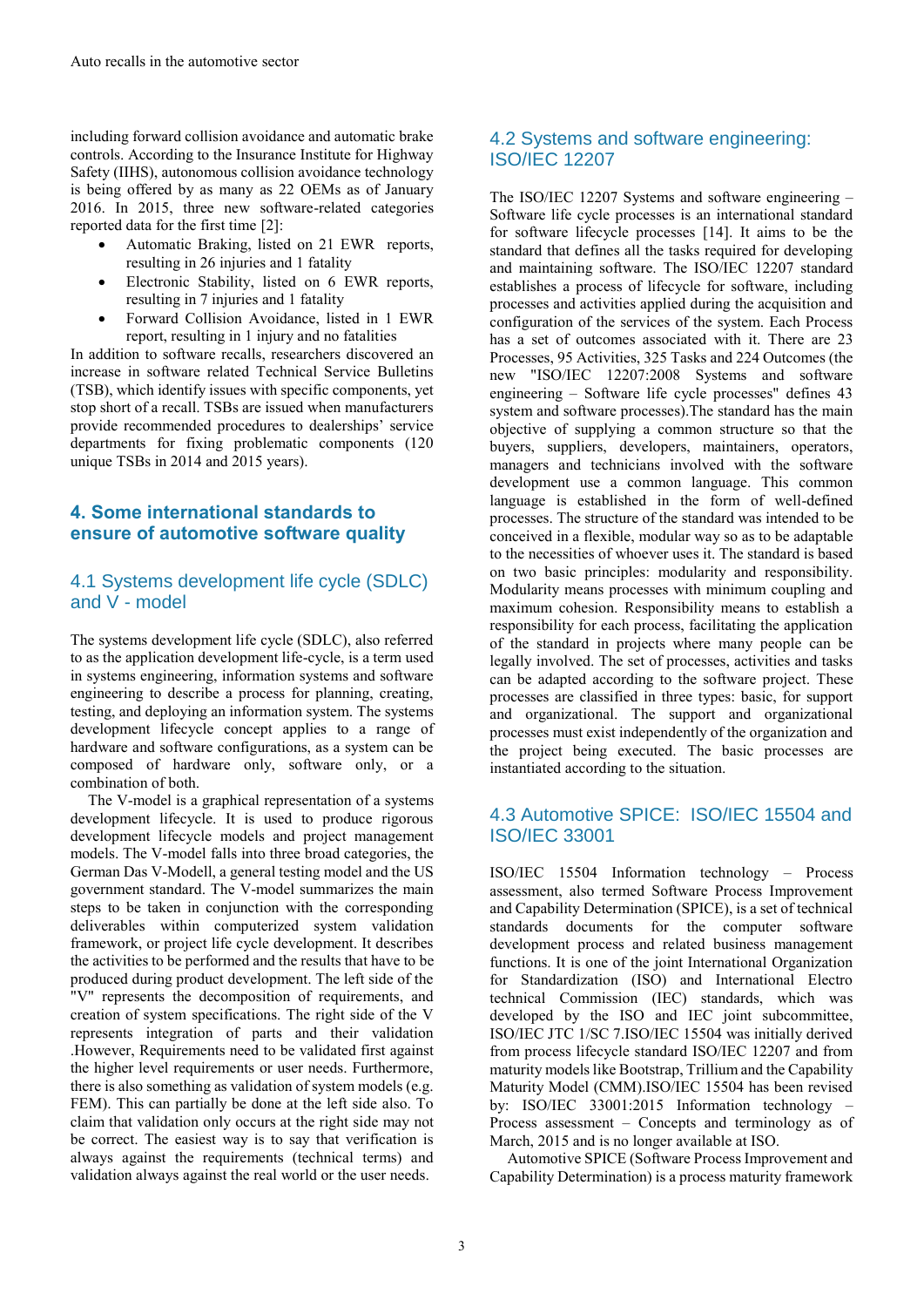including forward collision avoidance and automatic brake controls. According to the Insurance Institute for Highway Safety (IIHS), autonomous collision avoidance technology is being offered by as many as 22 OEMs as of January 2016. In 2015, three new software-related categories reported data for the first time [2]:

- Automatic Braking, listed on 21 EWR reports, resulting in 26 injuries and 1 fatality
- Electronic Stability, listed on 6 EWR reports, resulting in 7 injuries and 1 fatality
- Forward Collision Avoidance, listed in 1 EWR report, resulting in 1 injury and no fatalities

In addition to software recalls, researchers discovered an increase in software related Technical Service Bulletins (TSB), which identify issues with specific components, yet stop short of a recall. TSBs are issued when manufacturers provide recommended procedures to dealerships' service departments for fixing problematic components (120 unique TSBs in 2014 and 2015 years).

## 4. Some international standards to ensure of automotive software quality

### 4.1 Systems development life cycle (SDLC) and V - model

The systems development life cycle (SDLC), also referred to as the application development life-cycle, is a term used in systems engineering, information systems and software engineering to describe a process for planning, creating, testing, and deploying an information system. The systems development lifecycle concept applies to a range of hardware and software configurations, as a system can be composed of hardware only, software only, or a combination of both.

The V-model is a graphical representation of a systems development lifecycle. It is used to produce rigorous development lifecycle models and project management models. The V-model falls into three broad categories, the German Das V-Modell, a general testing model and the US government standard. The V-model summarizes the main steps to be taken in conjunction with the corresponding deliverables within computerized system validation framework, or project life cycle development. It describes the activities to be performed and the results that have to be produced during product development. The left side of the "V" represents the decomposition of requirements, and creation of system specifications. The right side of the V represents integration of parts and their validation .However, Requirements need to be validated first against the higher level requirements or user needs. Furthermore, there is also something as validation of system models (e.g. FEM). This can partially be done at the left side also. To claim that validation only occurs at the right side may not be correct. The easiest way is to say that verification is always against the requirements (technical terms) and validation always against the real world or the user needs.

### 4.2 Systems and software engineering: ISO/IEC 12207

The ISO/IEC 12207 Systems and software engineering – Software life cycle processes is an international standard for software lifecycle processes [14]. It aims to be the standard that defines all the tasks required for developing and maintaining software. The ISO/IEC 12207 standard establishes a process of lifecycle for software, including processes and activities applied during the acquisition and configuration of the services of the system. Each Process has a set of outcomes associated with it. There are 23 Processes, 95 Activities, 325 Tasks and 224 Outcomes (the new "ISO/IEC 12207:2008 Systems and software engineering – Software life cycle processes" defines 43 system and software processes).The standard has the main objective of supplying a common structure so that the buyers, suppliers, developers, maintainers, operators, managers and technicians involved with the software development use a common language. This common language is established in the form of well-defined processes. The structure of the standard was intended to be conceived in a flexible, modular way so as to be adaptable to the necessities of whoever uses it. The standard is based on two basic principles: modularity and responsibility. Modularity means processes with minimum coupling and maximum cohesion. Responsibility means to establish a responsibility for each process, facilitating the application of the standard in projects where many people can be legally involved. The set of processes, activities and tasks can be adapted according to the software project. These processes are classified in three types: basic, for support and organizational. The support and organizational processes must exist independently of the organization and the project being executed. The basic processes are instantiated according to the situation.

### 4.3 Automotive SPICE: ISO/IEC 15504 and ISO/IEC 33001

ISO/IEC 15504 Information technology – Process assessment, also termed Software Process Improvement and Capability Determination (SPICE), is a set of technical standards documents for the computer software development process and related business management functions. It is one of the joint International Organization for Standardization (ISO) and International Electro technical Commission (IEC) standards, which was developed by the ISO and IEC joint subcommittee, ISO/IEC JTC 1/SC 7.ISO/IEC 15504 was initially derived from process lifecycle standard ISO/IEC 12207 and from maturity models like Bootstrap, Trillium and the Capability Maturity Model (CMM).ISO/IEC 15504 has been revised by: ISO/IEC 33001:2015 Information technology – Process assessment – Concepts and terminology as of March, 2015 and is no longer available at ISO.

Automotive SPICE (Software Process Improvement and Capability Determination) is a process maturity framework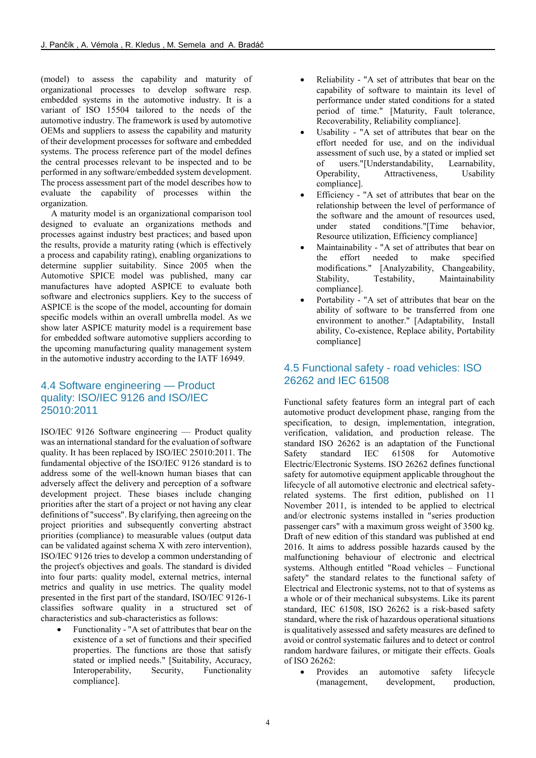(model) to assess the capability and maturity of organizational processes to develop software resp. embedded systems in the automotive industry. It is a variant of ISO 15504 tailored to the needs of the automotive industry. The framework is used by automotive OEMs and suppliers to assess the capability and maturity of their development processes for software and embedded systems. The process reference part of the model defines the central processes relevant to be inspected and to be performed in any software/embedded system development. The process assessment part of the model describes how to evaluate the capability of processes within the organization.

A maturity model is an organizational comparison tool designed to evaluate an organizations methods and processes against industry best practices; and based upon the results, provide a maturity rating (which is effectively a process and capability rating), enabling organizations to determine supplier suitability. Since 2005 when the Automotive SPICE model was published, many car manufacturers have adopted ASPICE to evaluate both software and electronics suppliers. Key to the success of ASPICE is the scope of the model, accounting for domain specific models within an overall umbrella model. As we show later ASPICE maturity model is a requirement base for embedded software automotive suppliers according to the upcoming manufacturing quality management system in the automotive industry according to the IATF 16949.

## 4.4 Software engineering — Product quality: ISO/IEC 9126 and ISO/IEC 25010:2011

ISO/IEC 9126 Software engineering — Product quality was an international standard for the evaluation of software quality. It has been replaced by ISO/IEC 25010:2011. The fundamental objective of the ISO/IEC 9126 standard is to address some of the well-known human biases that can adversely affect the delivery and perception of a software development project. These biases include changing priorities after the start of a project or not having any clear definitions of "success". By clarifying, then agreeing on the project priorities and subsequently converting abstract priorities (compliance) to measurable values (output data can be validated against schema X with zero intervention), ISO/IEC 9126 tries to develop a common understanding of the project's objectives and goals. The standard is divided into four parts: quality model, external metrics, internal metrics and quality in use metrics. The quality model presented in the first part of the standard, ISO/IEC 9126-1 classifies software quality in a structured set of characteristics and sub-characteristics as follows:

- Functionality - "A set of attributes that bear on the existence of a set of functions and their specified properties. The functions are those that satisfy stated or implied needs." [Suitability, Accuracy, Interoperability, Security, Functionality compliance].
- Reliability - "A set of attributes that bear on the capability of software to maintain its level of performance under stated conditions for a stated period of time." [Maturity, Fault tolerance, Recoverability, Reliability compliance].
- Usability - "A set of attributes that bear on the effort needed for use, and on the individual assessment of such use, by a stated or implied set of users."[Understandability, Learnability, Operability, Attractiveness, Usability compliance].
- Efficiency - "A set of attributes that bear on the relationship between the level of performance of the software and the amount of resources used, under stated conditions."[Time behavior, Resource utilization, Efficiency compliance]
- Maintainability - "A set of attributes that bear on the effort needed to make specified modifications." [Analyzability, Changeability, Stability, Testability, Maintainability compliance].
- Portability - "A set of attributes that bear on the ability of software to be transferred from one environment to another." [Adaptability, Install ability, Co-existence, Replace ability, Portability compliance]

## 4.5 Functional safety - road vehicles: ISO 26262 and IEC 61508

Functional safety features form an integral part of each automotive product development phase, ranging from the specification, to design, implementation, integration, verification, validation, and production release. The standard ISO 26262 is an adaptation of the Functional Safety standard IEC 61508 for Automotive Electric/Electronic Systems. ISO 26262 defines functional safety for automotive equipment applicable throughout the lifecycle of all automotive electronic and electrical safety-related systems. The first edition, published on 11 November 2011, is intended to be applied to electrical and/or electronic systems installed in "series production passenger cars" with a maximum gross weight of 3500 kg. Draft of new edition of this standard was published at end 2016. It aims to address possible hazards caused by the malfunctioning behaviour of electronic and electrical systems. Although entitled "Road vehicles – Functional safety" the standard relates to the functional safety of Electrical and Electronic systems, not to that of systems as a whole or of their mechanical subsystems. Like its parent standard, IEC 61508, ISO 26262 is a risk-based safety standard, where the risk of hazardous operational situations is qualitatively assessed and safety measures are defined to avoid or control systematic failures and to detect or control random hardware failures, or mitigate their effects. Goals of ISO 26262:

- Provides an automotive safety lifecycle (management, development, production,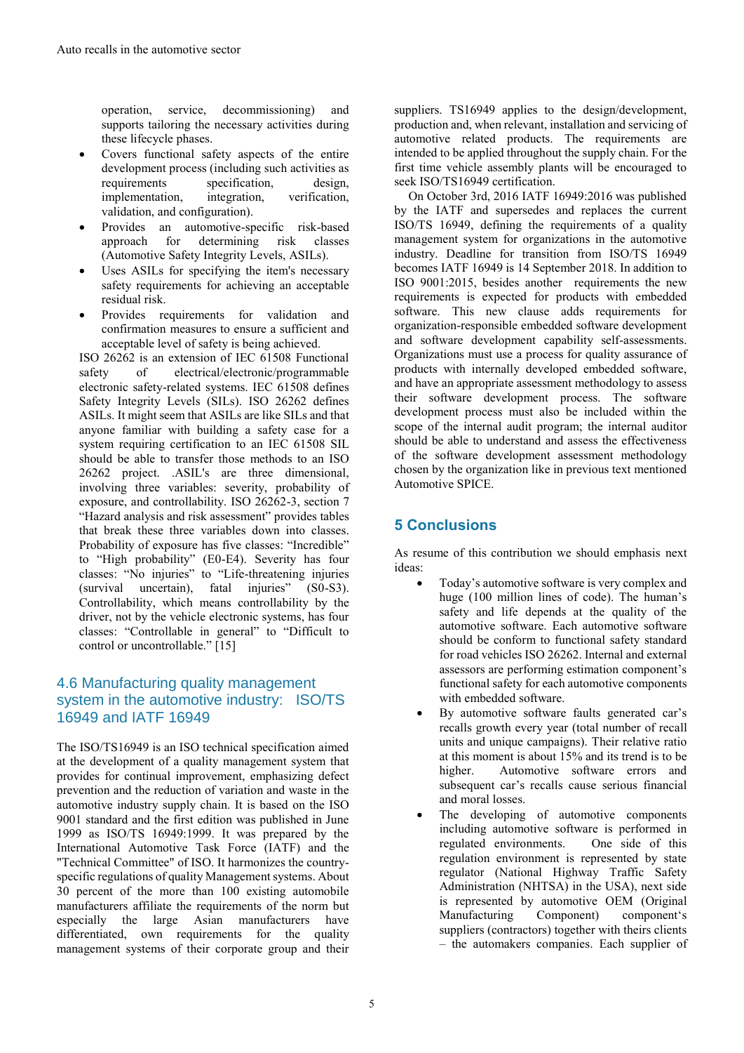operation, service, decommissioning) and supports tailoring the necessary activities during these lifecycle phases.

- Covers functional safety aspects of the entire development process (including such activities as requirements specification, design, implementation, integration, verification, validation, and configuration).
- Provides an automotive-specific risk-based approach for determining risk classes (Automotive Safety Integrity Levels, ASILs).
- Uses ASILs for specifying the item's necessary safety requirements for achieving an acceptable residual risk.
- Provides requirements for validation and confirmation measures to ensure a sufficient and acceptable level of safety is being achieved.

ISO 26262 is an extension of IEC 61508 Functional safety of electrical/electronic/programmable electronic safety-related systems. IEC 61508 defines Safety Integrity Levels (SILs). ISO 26262 defines ASILs. It might seem that ASILs are like SILs and that anyone familiar with building a safety case for a system requiring certification to an IEC 61508 SIL should be able to transfer those methods to an ISO 26262 project. .ASIL's are three dimensional, involving three variables: severity, probability of exposure, and controllability. ISO 26262-3, section 7 "Hazard analysis and risk assessment" provides tables that break these three variables down into classes. Probability of exposure has five classes: "Incredible" to "High probability" (E0-E4). Severity has four classes: "No injuries" to "Life-threatening injuries (survival uncertain), fatal injuries" (S0-S3). Controllability, which means controllability by the driver, not by the vehicle electronic systems, has four classes: "Controllable in general" to "Difficult to control or uncontrollable." [15]

## 4.6 Manufacturing quality management system in the automotive industry: ISO/TS 16949 and IATF 16949

The ISO/TS16949 is an ISO technical specification aimed at the development of a quality management system that provides for continual improvement, emphasizing defect prevention and the reduction of variation and waste in the automotive industry supply chain. It is based on the ISO 9001 standard and the first edition was published in June 1999 as ISO/TS 16949:1999. It was prepared by the International Automotive Task Force (IATF) and the "Technical Committee" of ISO. It harmonizes the country-specific regulations of quality Management systems. About 30 percent of the more than 100 existing automobile manufacturers affiliate the requirements of the norm but especially the large Asian manufacturers have differentiated, own requirements for the quality management systems of their corporate group and their suppliers. TS16949 applies to the design/development, production and, when relevant, installation and servicing of automotive related products. The requirements are intended to be applied throughout the supply chain. For the first time vehicle assembly plants will be encouraged to seek ISO/TS16949 certification.

On October 3rd, 2016 IATF 16949:2016 was published by the IATF and supersedes and replaces the current ISO/TS 16949, defining the requirements of a quality management system for organizations in the automotive industry. Deadline for transition from ISO/TS 16949 becomes IATF 16949 is 14 September 2018. In addition to ISO 9001:2015, besides another requirements the new requirements is expected for products with embedded software. This new clause adds requirements for organization-responsible embedded software development and software development capability self-assessments. Organizations must use a process for quality assurance of products with internally developed embedded software, and have an appropriate assessment methodology to assess their software development process. The software development process must also be included within the scope of the internal audit program; the internal auditor should be able to understand and assess the effectiveness of the software development assessment methodology chosen by the organization like in previous text mentioned Automotive SPICE.

# 5 Conclusions

As resume of this contribution we should emphasis next ideas:

- Today's automotive software is very complex and huge (100 million lines of code). The human's safety and life depends at the quality of the automotive software. Each automotive software should be conform to functional safety standard for road vehicles ISO 26262. Internal and external assessors are performing estimation component's functional safety for each automotive components with embedded software.
- By automotive software faults generated car's recalls growth every year (total number of recall units and unique campaigns). Their relative ratio at this moment is about 15% and its trend is to be higher. Automotive software errors and subsequent car's recalls cause serious financial and moral losses.
- The developing of automotive components including automotive software is performed in regulated environments. One side of this regulation environment is represented by state regulator (National Highway Traffic Safety Administration (NHTSA) in the USA), next side is represented by automotive OEM (Original Manufacturing Component) component's suppliers (contractors) together with theirs clients – the automakers companies. Each supplier of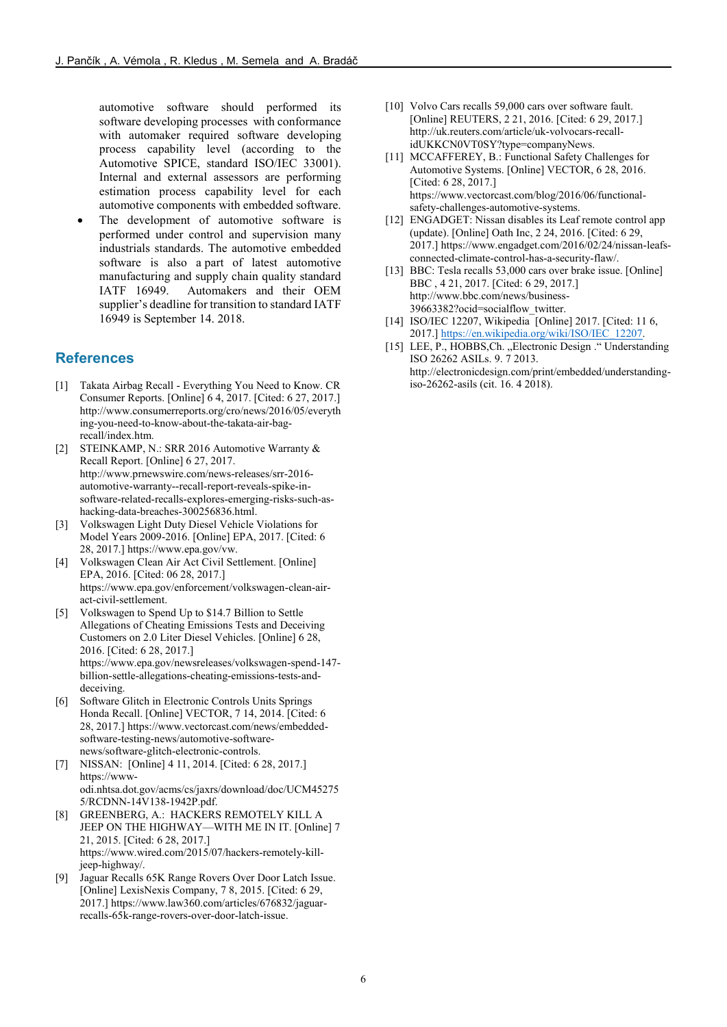automotive software should performed its software developing processes with conformance with automaker required software developing process capability level (according to the Automotive SPICE, standard ISO/IEC 33001). Internal and external assessors are performing estimation process capability level for each automotive components with embedded software.

- The development of automotive software is performed under control and supervision many industrials standards. The automotive embedded software is also a part of latest automotive manufacturing and supply chain quality standard IATF 16949. Automakers and their OEM supplier's deadline for transition to standard IATF 16949 is September 14. 2018.

## References

[1] Takata Airbag Recall - Everything You Need to Know. CR Consumer Reports. [Online] 6 4, 2017. [Cited: 6 27, 2017.] http://www.consumerreports.org/cro/news/2016/05/everything-you-need-to-know-about-the-takata-air-bag-recall/index.htm.

[2] STEINKAMP, N.: SRR 2016 Automotive Warranty & Recall Report. [Online] 6 27, 2017. http://www.prnewswire.com/news-releases/srr-2016-automotive-warranty--recall-report-reveals-spike-in-software-related-recalls-explores-emerging-risks-such-as-hacking-data-breaches-300256836.html.

[3] Volkswagen Light Duty Diesel Vehicle Violations for Model Years 2009-2016. [Online] EPA, 2017. [Cited: 6 28, 2017.] https://www.epa.gov/vw.

[4] Volkswagen Clean Air Act Civil Settlement. [Online] EPA, 2016. [Cited: 06 28, 2017.] https://www.epa.gov/enforcement/volkswagen-clean-air-act-civil-settlement.

[5] Volkswagen to Spend Up to $14.7 Billion to Settle Allegations of Cheating Emissions Tests and Deceiving Customers on 2.0 Liter Diesel Vehicles. [Online] 6 28, 2016. [Cited: 6 28, 2017.] https://www.epa.gov/newsreleases/volkswagen-spend-147-billion-settle-allegations-cheating-emissions-tests-and-deceiving.

[6] Software Glitch in Electronic Controls Units Springs Honda Recall. [Online] VECTOR, 7 14, 2014. [Cited: 6 28, 2017.] https://www.vectorcast.com/news/embedded-software-testing-news/automotive-software-news/software-glitch-electronic-controls.

[7] NISSAN: [Online] 4 11, 2014. [Cited: 6 28, 2017.] https://www-odi.nhtsa.dot.gov/acms/cs/jaxrs/download/doc/UCM452755/RCDNN-14V138-1942P.pdf.

[8] GREENBERG, A.: HACKERS REMOTELY KILL A JEEP ON THE HIGHWAY—WITH ME IN IT. [Online] 7 21, 2015. [Cited: 6 28, 2017.] https://www.wired.com/2015/07/hackers-remotely-kill-jeep-highway/.

[9] Jaguar Recalls 65K Range Rovers Over Door Latch Issue. [Online] LexisNexis Company, 7 8, 2015. [Cited: 6 29, 2017.] https://www.law360.com/articles/676832/jaguar-recalls-65k-range-rovers-over-door-latch-issue.

[10] Volvo Cars recalls 59,000 cars over software fault. [Online] REUTERS, 2 21, 2016. [Cited: 6 29, 2017.] http://uk.reuters.com/article/uk-volvocars-recall-idUKKCN0VT0SY?type=companyNews.

[11] MCCAFFEREY, B.: Functional Safety Challenges for Automotive Systems. [Online] VECTOR, 6 28, 2016. [Cited: 6 28, 2017.] https://www.vectorcast.com/blog/2016/06/functional-safety-challenges-automotive-systems.

[12] ENGADGET: Nissan disables its Leaf remote control app (update). [Online] Oath Inc, 2 24, 2016. [Cited: 6 29, 2017.] https://www.engadget.com/2016/02/24/nissan-leafs-connected-climate-control-has-a-security-flaw/.

[13] BBC: Tesla recalls 53,000 cars over brake issue. [Online] BBC , 4 21, 2017. [Cited: 6 29, 2017.] http://www.bbc.com/news/business-39663382?ocid=socialflow_twitter.

[14] ISO/IEC 12207, Wikipedia [Online] 2017. [Cited: 11 6, 2017.] https://en.wikipedia.org/wiki/ISO/IEC_12207.

[15] LEE, P., HOBBS,Ch. „Electronic Design ." Understanding ISO 26262 ASILs. 9. 7 2013. http://electronicdesign.com/print/embedded/understanding-iso-26262-asils (cit. 16. 4 2018).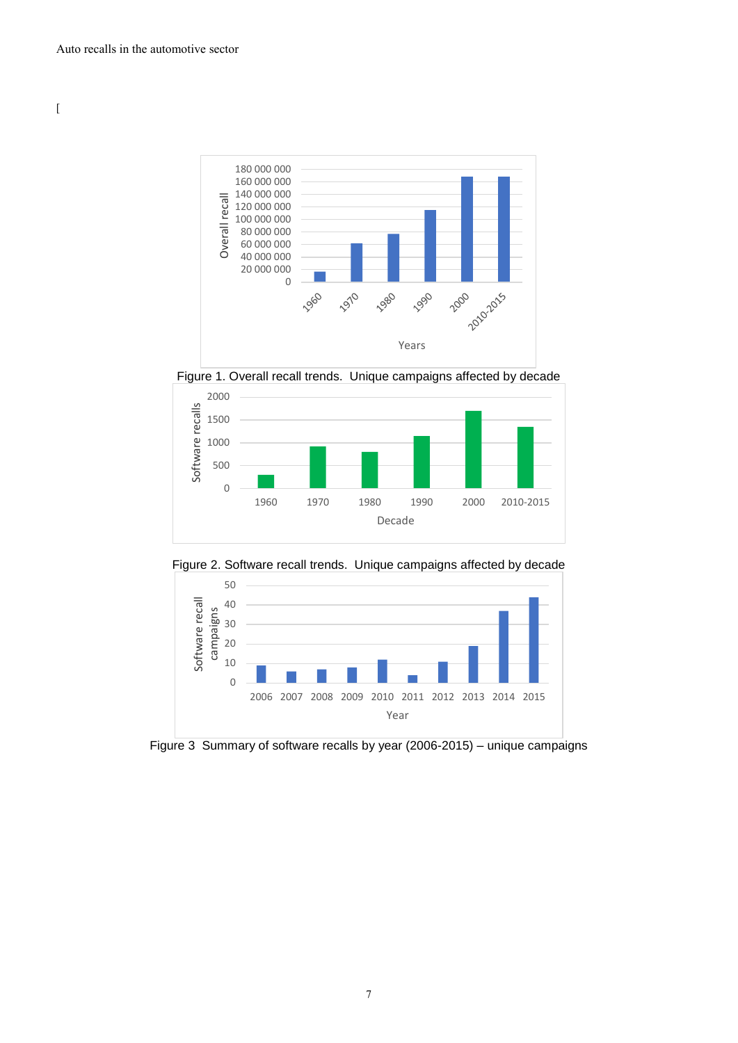[

Figure 1. Overall recall trends. Unique campaigns affected by decade

Figure 2. Software recall trends. Unique campaigns affected by decade

Figure 3 Summary of software recalls by year (2006-2015) – unique campaigns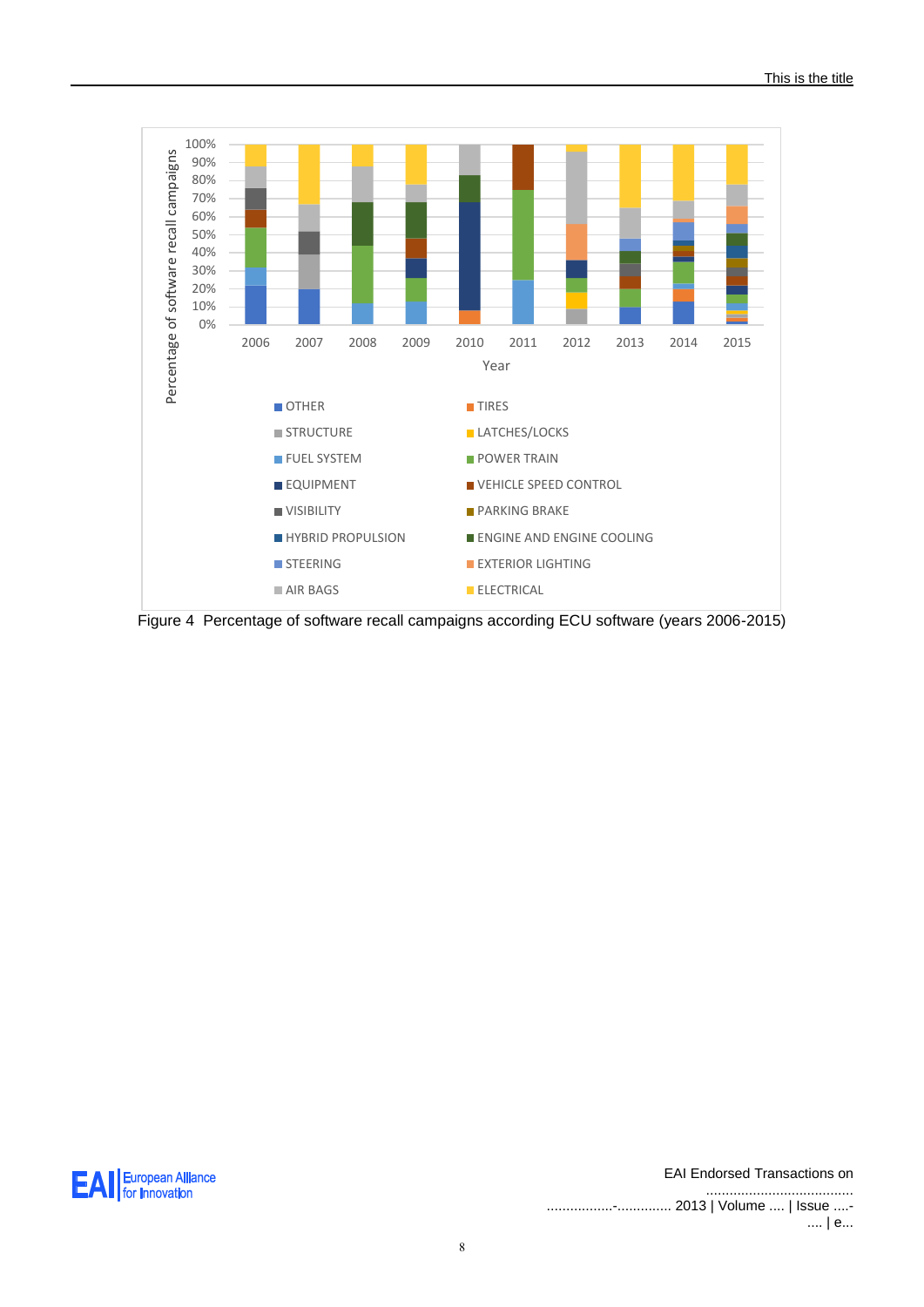100%
90%
80%
70%
60%
50%
40%
30%
20%
10%
0%

Percentage of software recall campaigns

2006 2007 2008 2009 2010 2011 2012 2013 2014 2015

Year

OTHER
TIRES
STRUCTURE
LATCHES/LOCKS
FUEL SYSTEM
POWER TRAIN
EQUIPMENT
VEHICLE SPEED CONTROL
VISIBILITY
PARKING BRAKE
HYBRID PROPULSION
ENGINE AND ENGINE COOLING
STEERING
EXTERIOR LIGHTING
AIR BAGS
ELECTRICAL

Figure 4 Percentage of software recall campaigns according ECU software (years 2006-2015)